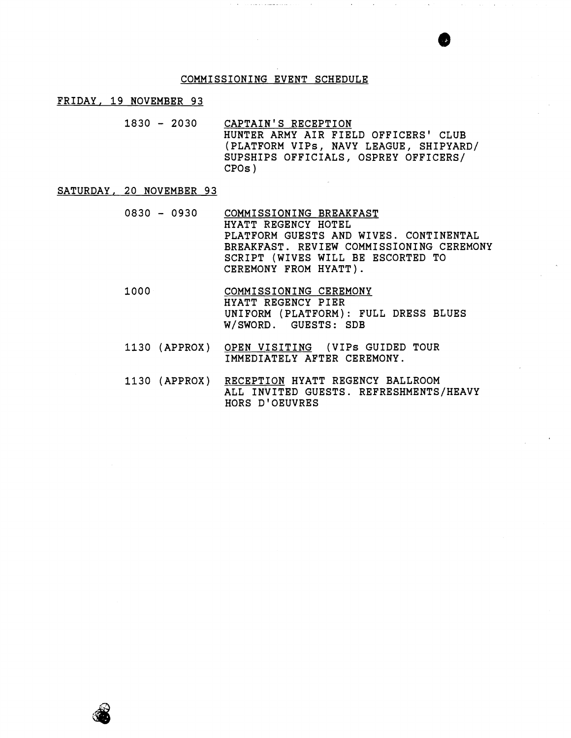# COMMISSIONING EVENT SCHEDULE

## FRIDAY, 19 NOVEMBER 93

1830 - 2030 CAPTAIN'S RECEPTION
HUNTER ARMY AIR FIELD OFFICERS' CLUB
(PLATFORM VIPs, NAVY LEAGUE, SHIPYARD/
SUPSHIPS OFFICIALS, OSPREY OFFICERS/
CPOs)

## SATURDAY, 20 NOVEMBER 93

0830 - 0930 COMMISSIONING BREAKFAST
HYATT REGENCY HOTEL
PLATFORM GUESTS AND WIVES. CONTINENTAL
BREAKFAST. REVIEW COMMISSIONING CEREMONY
SCRIPT (WIVES WILL BE ESCORTED TO
CEREMONY FROM HYATT).

1000 COMMISSIONING CEREMONY
HYATT REGENCY PIER
UNIFORM (PLATFORM): FULL DRESS BLUES
W/SWORD. GUESTS: SDB

1130 (APPROX) OPEN VISITING (VIPs GUIDED TOUR
IMMEDIATELY AFTER CEREMONY.

1130 (APPROX) RECEPTION HYATT REGENCY BALLROOM
ALL INVITED GUESTS. REFRESHMENTS/HEAVY
HORS D'OEUVRES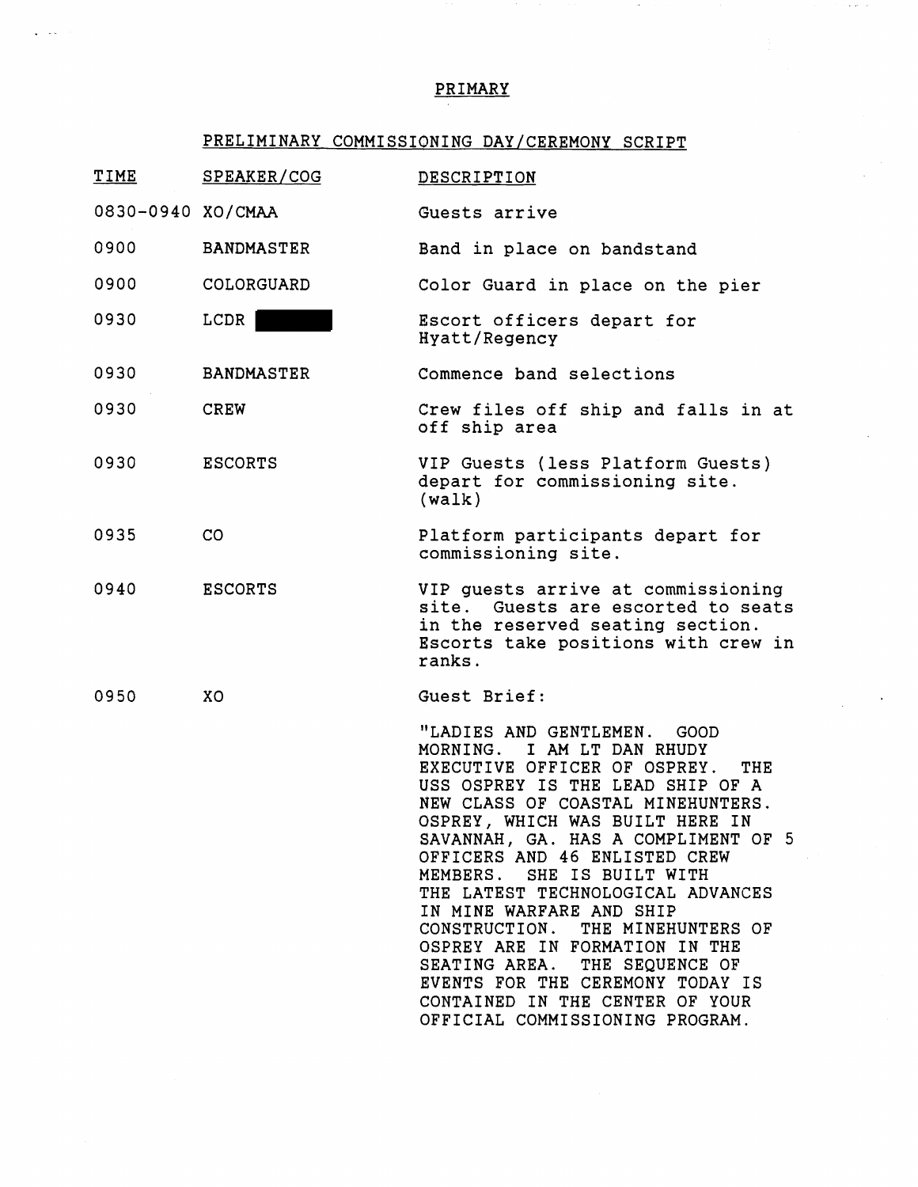PRIMARY

PRELIMINARY COMMISSIONING DAY/CEREMONY SCRIPT

| TIME | SPEAKER/COG | DESCRIPTION |
|---|---|---|
| 0830-0940 | XO/CMAA | Guests arrive |
| 0900 | BANDMASTER | Band in place on bandstand |
| 0900 | COLORGUARD | Color Guard in place on the pier |
| 0930 | LCDR ███ | Escort officers depart for Hyatt/Regency |
| 0930 | BANDMASTER | Commence band selections |
| 0930 | CREW | Crew files off ship and falls in at off ship area |
| 0930 | ESCORTS | VIP Guests (less Platform Guests) depart for commissioning site. (walk) |
| 0935 | CO | Platform participants depart for commissioning site. |
| 0940 | ESCORTS | VIP guests arrive at commissioning site. Guests are escorted to seats in the reserved seating section. Escorts take positions with crew in ranks. |
| 0950 | XO | Guest Brief: "LADIES AND GENTLEMEN. GOOD MORNING. I AM LT DAN RHUDY EXECUTIVE OFFICER OF OSPREY. THE USS OSPREY IS THE LEAD SHIP OF A NEW CLASS OF COASTAL MINEHUNTERS. OSPREY, WHICH WAS BUILT HERE IN SAVANNAH, GA. HAS A COMPLIMENT OF 5 OFFICERS AND 46 ENLISTED CREW MEMBERS. SHE IS BUILT WITH THE LATEST TECHNOLOGICAL ADVANCES IN MINE WARFARE AND SHIP CONSTRUCTION. THE MINEHUNTERS OF OSPREY ARE IN FORMATION IN THE SEATING AREA. THE SEQUENCE OF EVENTS FOR THE CEREMONY TODAY IS CONTAINED IN THE CENTER OF YOUR OFFICIAL COMMISSIONING PROGRAM. |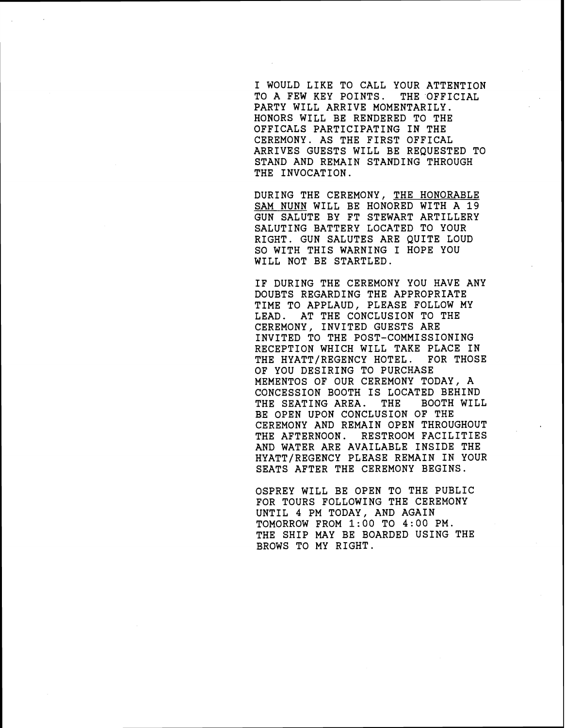I WOULD LIKE TO CALL YOUR ATTENTION TO A FEW KEY POINTS. THE OFFICIAL PARTY WILL ARRIVE MOMENTARILY. HONORS WILL BE RENDERED TO THE OFFICALS PARTICIPATING IN THE CEREMONY. AS THE FIRST OFFICAL ARRIVES GUESTS WILL BE REQUESTED TO STAND AND REMAIN STANDING THROUGH THE INVOCATION.

DURING THE CEREMONY, <u>THE HONORABLE SAM NUNN</u> WILL BE HONORED WITH A 19 GUN SALUTE BY FT STEWART ARTILLERY SALUTING BATTERY LOCATED TO YOUR RIGHT. GUN SALUTES ARE QUITE LOUD SO WITH THIS WARNING I HOPE YOU WILL NOT BE STARTLED.

IF DURING THE CEREMONY YOU HAVE ANY DOUBTS REGARDING THE APPROPRIATE TIME TO APPLAUD, PLEASE FOLLOW MY LEAD. AT THE CONCLUSION TO THE CEREMONY, INVITED GUESTS ARE INVITED TO THE POST-COMMISSIONING RECEPTION WHICH WILL TAKE PLACE IN THE HYATT/REGENCY HOTEL. FOR THOSE OF YOU DESIRING TO PURCHASE MEMENTOS OF OUR CEREMONY TODAY, A CONCESSION BOOTH IS LOCATED BEHIND THE SEATING AREA. THE BOOTH WILL BE OPEN UPON CONCLUSION OF THE CEREMONY AND REMAIN OPEN THROUGHOUT THE AFTERNOON. RESTROOM FACILITIES AND WATER ARE AVAILABLE INSIDE THE HYATT/REGENCY PLEASE REMAIN IN YOUR SEATS AFTER THE CEREMONY BEGINS.

OSPREY WILL BE OPEN TO THE PUBLIC FOR TOURS FOLLOWING THE CEREMONY UNTIL 4 PM TODAY, AND AGAIN TOMORROW FROM 1:00 TO 4:00 PM. THE SHIP MAY BE BOARDED USING THE BROWS TO MY RIGHT.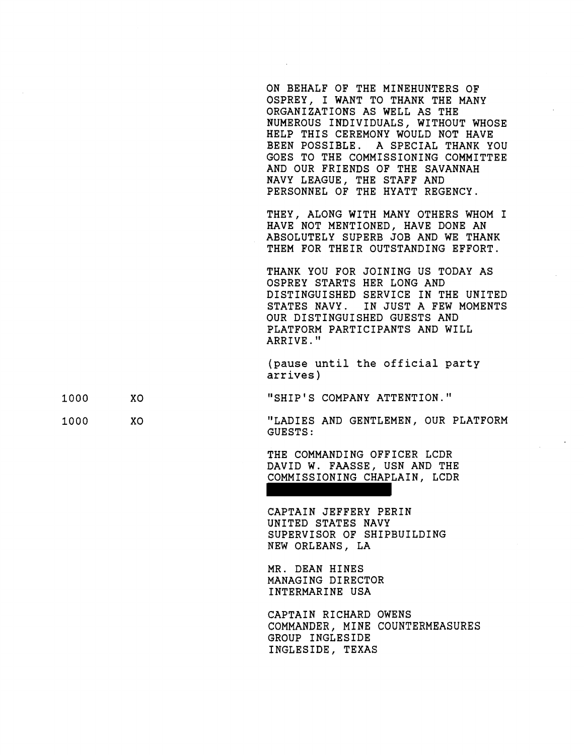ON BEHALF OF THE MINEHUNTERS OF OSPREY, I WANT TO THANK THE MANY ORGANIZATIONS AS WELL AS THE NUMEROUS INDIVIDUALS, WITHOUT WHOSE HELP THIS CEREMONY WOULD NOT HAVE BEEN POSSIBLE. A SPECIAL THANK YOU GOES TO THE COMMISSIONING COMMITTEE AND OUR FRIENDS OF THE SAVANNAH NAVY LEAGUE, THE STAFF AND PERSONNEL OF THE HYATT REGENCY.

THEY, ALONG WITH MANY OTHERS WHOM I HAVE NOT MENTIONED, HAVE DONE AN ABSOLUTELY SUPERB JOB AND WE THANK THEM FOR THEIR OUTSTANDING EFFORT.

THANK YOU FOR JOINING US TODAY AS OSPREY STARTS HER LONG AND DISTINGUISHED SERVICE IN THE UNITED STATES NAVY. IN JUST A FEW MOMENTS OUR DISTINGUISHED GUESTS AND PLATFORM PARTICIPANTS AND WILL ARRIVE."

(pause until the official party arrives)

1000 XO "SHIP'S COMPANY ATTENTION."

1000 XO "LADIES AND GENTLEMEN, OUR PLATFORM GUESTS:

THE COMMANDING OFFICER LCDR DAVID W. FAASSE, USN AND THE COMMISSIONING CHAPLAIN, LCDR [REDACTED]

CAPTAIN JEFFERY PERIN
UNITED STATES NAVY
SUPERVISOR OF SHIPBUILDING
NEW ORLEANS, LA

MR. DEAN HINES
MANAGING DIRECTOR
INTERMARINE USA

CAPTAIN RICHARD OWENS
COMMANDER, MINE COUNTERMEASURES GROUP INGLESIDE
INGLESIDE, TEXAS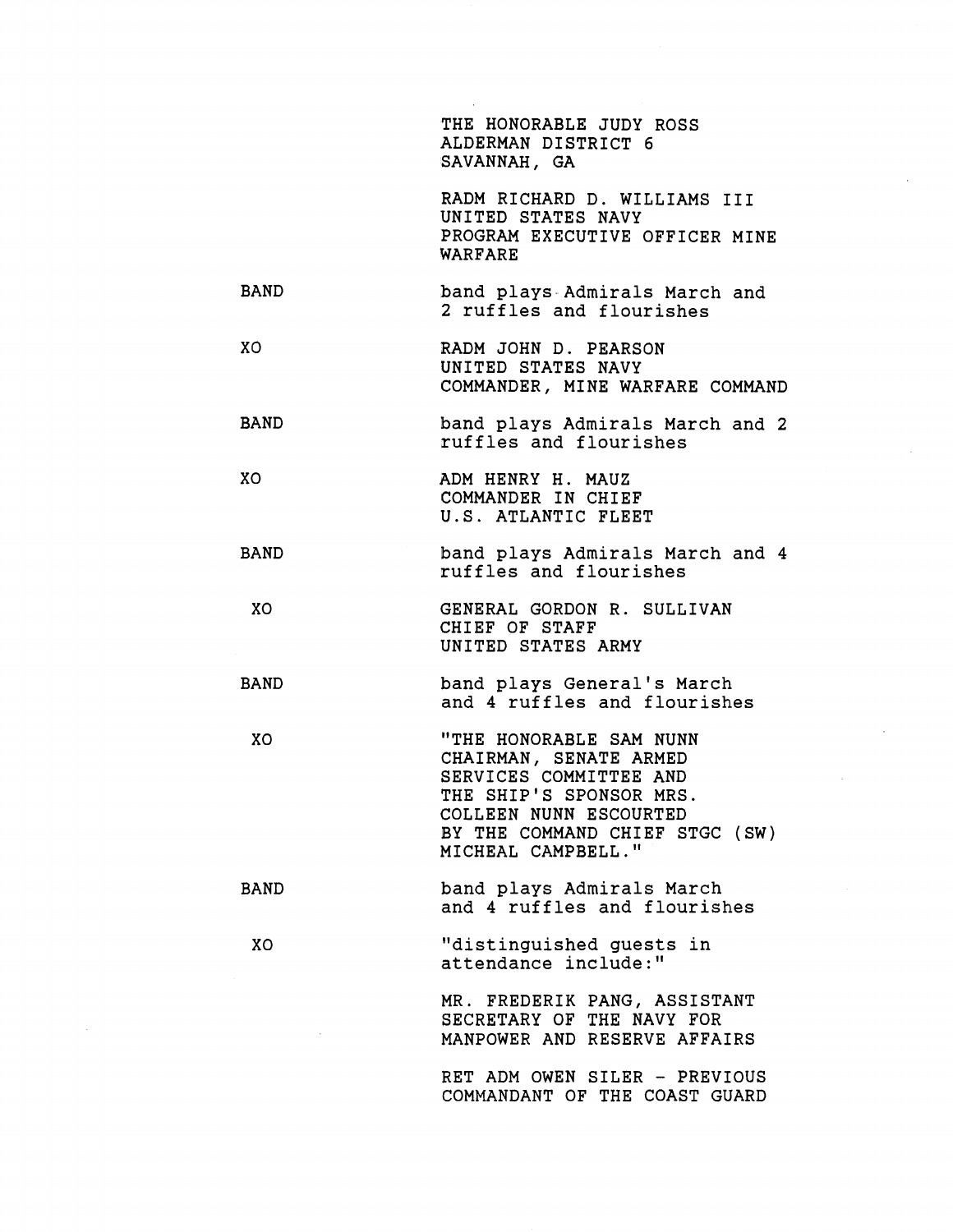|  |  |
|---|---|
|  | THE HONORABLE JUDY ROSS<br>ALDERMAN DISTRICT 6<br>SAVANNAH, GA |
|  | RADM RICHARD D. WILLIAMS III<br>UNITED STATES NAVY<br>PROGRAM EXECUTIVE OFFICER MINE WARFARE |
| BAND | band plays Admirals March and 2 ruffles and flourishes |
| XO | RADM JOHN D. PEARSON<br>UNITED STATES NAVY<br>COMMANDER, MINE WARFARE COMMAND |
| BAND | band plays Admirals March and 2 ruffles and flourishes |
| XO | ADM HENRY H. MAUZ<br>COMMANDER IN CHIEF<br>U.S. ATLANTIC FLEET |
| BAND | band plays Admirals March and 4 ruffles and flourishes |
| XO | GENERAL GORDON R. SULLIVAN<br>CHIEF OF STAFF<br>UNITED STATES ARMY |
| BAND | band plays General's March and 4 ruffles and flourishes |
| XO | "THE HONORABLE SAM NUNN CHAIRMAN, SENATE ARMED SERVICES COMMITTEE AND THE SHIP'S SPONSOR MRS. COLLEEN NUNN ESCOURTED BY THE COMMAND CHIEF STGC (SW) MICHEAL CAMPBELL." |
| BAND | band plays Admirals March and 4 ruffles and flourishes |
| XO | "distinguished guests in attendance include:" |
|  | MR. FREDERIK PANG, ASSISTANT SECRETARY OF THE NAVY FOR MANPOWER AND RESERVE AFFAIRS |
|  | RET ADM OWEN SILER - PREVIOUS COMMANDANT OF THE COAST GUARD |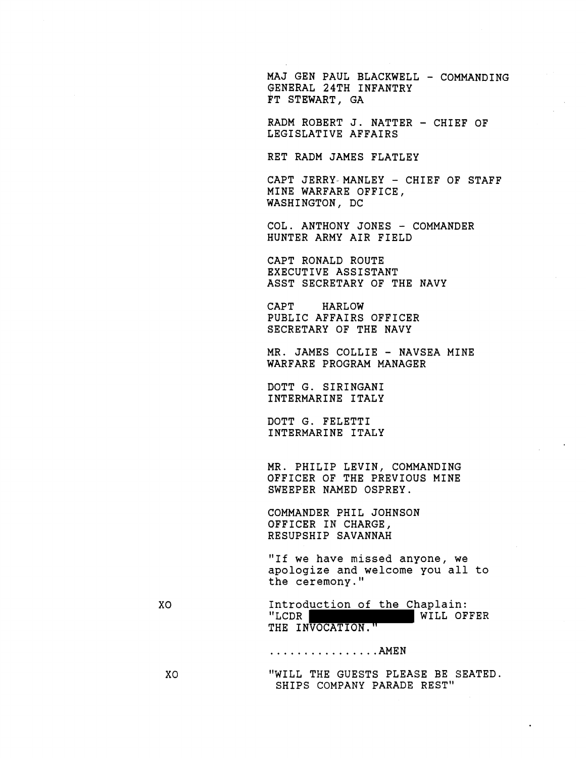MAJ GEN PAUL BLACKWELL - COMMANDING GENERAL 24TH INFANTRY
FT STEWART, GA

RADM ROBERT J. NATTER - CHIEF OF LEGISLATIVE AFFAIRS

RET RADM JAMES FLATLEY

CAPT JERRY MANLEY - CHIEF OF STAFF
MINE WARFARE OFFICE,
WASHINGTON, DC

COL. ANTHONY JONES - COMMANDER
HUNTER ARMY AIR FIELD

CAPT RONALD ROUTE
EXECUTIVE ASSISTANT
ASST SECRETARY OF THE NAVY

CAPT HARLOW
PUBLIC AFFAIRS OFFICER
SECRETARY OF THE NAVY

MR. JAMES COLLIE - NAVSEA MINE WARFARE PROGRAM MANAGER

DOTT G. SIRINGANI
INTERMARINE ITALY

DOTT G. FELETTI
INTERMARINE ITALY

MR. PHILIP LEVIN, COMMANDING OFFICER OF THE PREVIOUS MINE SWEEPER NAMED OSPREY.

COMMANDER PHIL JOHNSON
OFFICER IN CHARGE,
RESUPSHIP SAVANNAH

"If we have missed anyone, we apologize and welcome you all to the ceremony."

XO — Introduction of the Chaplain:
"LCDR [REDACTED] WILL OFFER THE INVOCATION."

................AMEN

XO — "WILL THE GUESTS PLEASE BE SEATED. SHIPS COMPANY PARADE REST"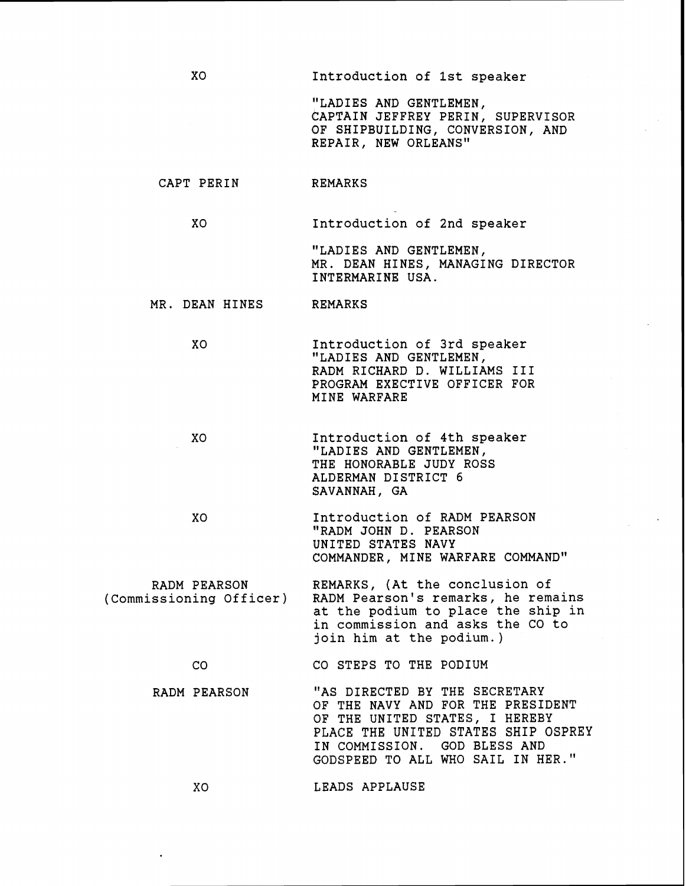| | |
|---|---|
| XO | Introduction of 1st speaker<br><br>"LADIES AND GENTLEMEN,<br>CAPTAIN JEFFREY PERIN, SUPERVISOR OF SHIPBUILDING, CONVERSION, AND REPAIR, NEW ORLEANS" |
| CAPT PERIN | REMARKS |
| XO | Introduction of 2nd speaker<br><br>"LADIES AND GENTLEMEN,<br>MR. DEAN HINES, MANAGING DIRECTOR INTERMARINE USA. |
| MR. DEAN HINES | REMARKS |
| XO | Introduction of 3rd speaker<br>"LADIES AND GENTLEMEN,<br>RADM RICHARD D. WILLIAMS III<br>PROGRAM EXECTIVE OFFICER FOR MINE WARFARE |
| XO | Introduction of 4th speaker<br>"LADIES AND GENTLEMEN,<br>THE HONORABLE JUDY ROSS<br>ALDERMAN DISTRICT 6<br>SAVANNAH, GA |
| XO | Introduction of RADM PEARSON<br>"RADM JOHN D. PEARSON<br>UNITED STATES NAVY<br>COMMANDER, MINE WARFARE COMMAND" |
| RADM PEARSON (Commissioning Officer) | REMARKS, (At the conclusion of RADM Pearson's remarks, he remains at the podium to place the ship in in commission and asks the CO to join him at the podium.) |
| CO | CO STEPS TO THE PODIUM |
| RADM PEARSON | "AS DIRECTED BY THE SECRETARY OF THE NAVY AND FOR THE PRESIDENT OF THE UNITED STATES, I HEREBY PLACE THE UNITED STATES SHIP OSPREY IN COMMISSION. GOD BLESS AND GODSPEED TO ALL WHO SAIL IN HER." |
| XO | LEADS APPLAUSE |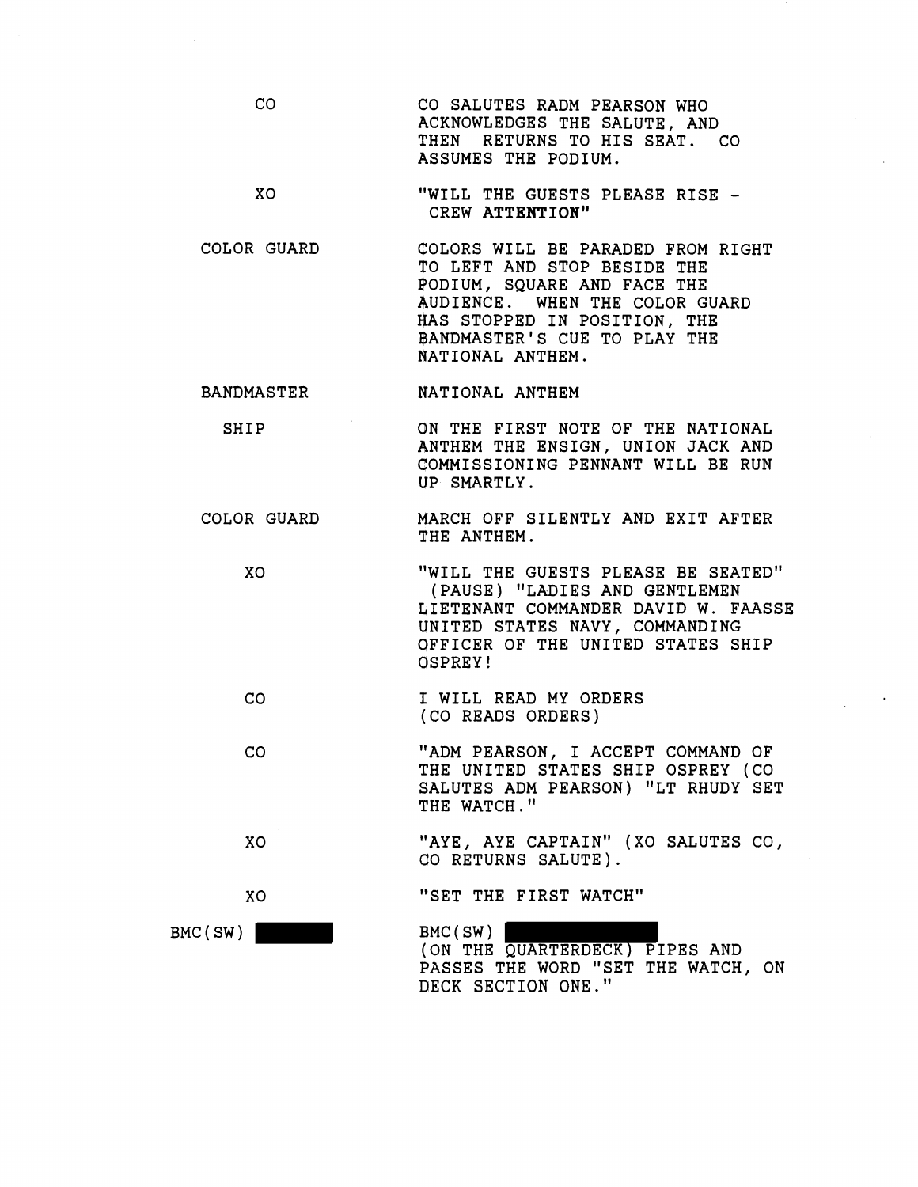| | |
|---|---|
| CO | CO SALUTES RADM PEARSON WHO ACKNOWLEDGES THE SALUTE, AND THEN RETURNS TO HIS SEAT. CO ASSUMES THE PODIUM. |
| XO | "WILL THE GUESTS PLEASE RISE - CREW **ATTENTION**" |
| COLOR GUARD | COLORS WILL BE PARADED FROM RIGHT TO LEFT AND STOP BESIDE THE PODIUM, SQUARE AND FACE THE AUDIENCE. WHEN THE COLOR GUARD HAS STOPPED IN POSITION, THE BANDMASTER'S CUE TO PLAY THE NATIONAL ANTHEM. |
| BANDMASTER | NATIONAL ANTHEM |
| SHIP | ON THE FIRST NOTE OF THE NATIONAL ANTHEM THE ENSIGN, UNION JACK AND COMMISSIONING PENNANT WILL BE RUN UP SMARTLY. |
| COLOR GUARD | MARCH OFF SILENTLY AND EXIT AFTER THE ANTHEM. |
| XO | "WILL THE GUESTS PLEASE BE SEATED" (PAUSE) "LADIES AND GENTLEMEN LIETENANT COMMANDER DAVID W. FAASSE UNITED STATES NAVY, COMMANDING OFFICER OF THE UNITED STATES SHIP OSPREY! |
| CO | I WILL READ MY ORDERS (CO READS ORDERS) |
| CO | "ADM PEARSON, I ACCEPT COMMAND OF THE UNITED STATES SHIP OSPREY (CO SALUTES ADM PEARSON) "LT RHUDY SET THE WATCH." |
| XO | "AYE, AYE CAPTAIN" (XO SALUTES CO, CO RETURNS SALUTE). |
| XO | "SET THE FIRST WATCH" |
| BMC(SW) [REDACTED] | BMC(SW) [REDACTED] (ON THE QUARTERDECK) PIPES AND PASSES THE WORD "SET THE WATCH, ON DECK SECTION ONE." |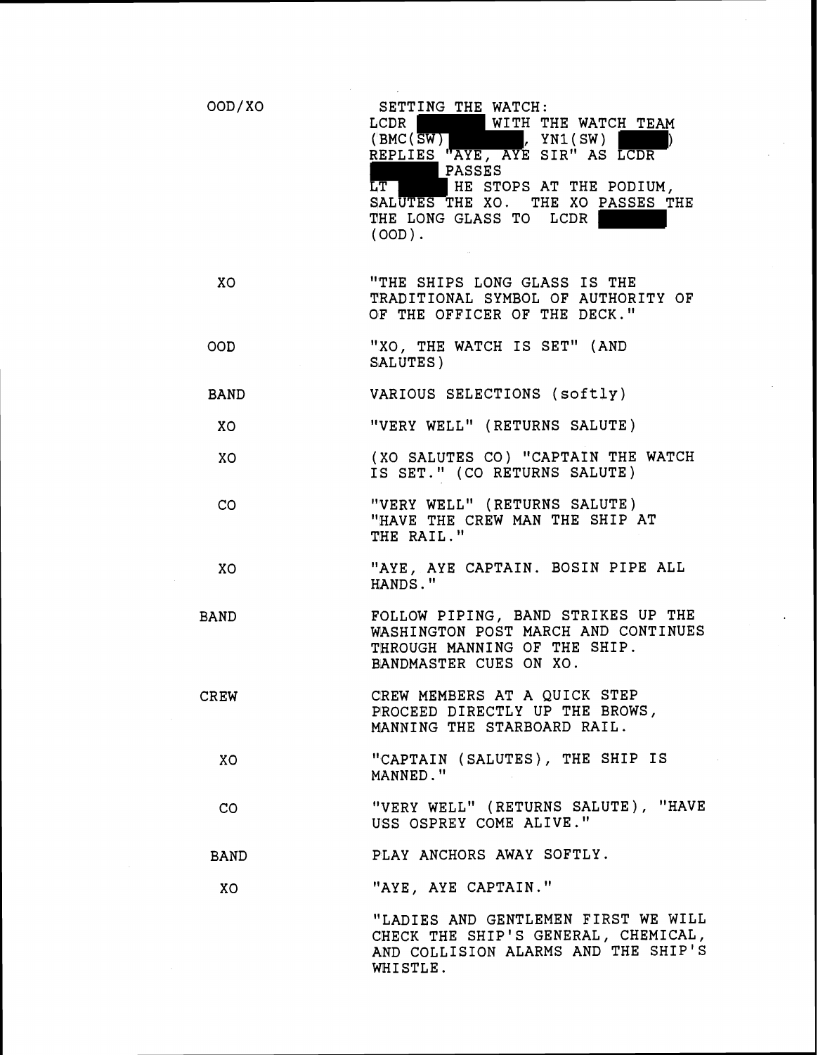| | |
|---|---|
| OOD/XO | SETTING THE WATCH: LCDR ███ WITH THE WATCH TEAM (BMC(SW) ███, YN1(SW) ███) REPLIES "AYE, AYE SIR" AS LCDR ███ PASSES LT ███ HE STOPS AT THE PODIUM, SALUTES THE XO. THE XO PASSES THE THE LONG GLASS TO LCDR ███ (OOD). |
| XO | "THE SHIPS LONG GLASS IS THE TRADITIONAL SYMBOL OF AUTHORITY OF OF THE OFFICER OF THE DECK." |
| OOD | "XO, THE WATCH IS SET" (AND SALUTES) |
| BAND | VARIOUS SELECTIONS (softly) |
| XO | "VERY WELL" (RETURNS SALUTE) |
| XO | (XO SALUTES CO) "CAPTAIN THE WATCH IS SET." (CO RETURNS SALUTE) |
| CO | "VERY WELL" (RETURNS SALUTE) "HAVE THE CREW MAN THE SHIP AT THE RAIL." |
| XO | "AYE, AYE CAPTAIN. BOSIN PIPE ALL HANDS." |
| BAND | FOLLOW PIPING, BAND STRIKES UP THE WASHINGTON POST MARCH AND CONTINUES THROUGH MANNING OF THE SHIP. BANDMASTER CUES ON XO. |
| CREW | CREW MEMBERS AT A QUICK STEP PROCEED DIRECTLY UP THE BROWS, MANNING THE STARBOARD RAIL. |
| XO | "CAPTAIN (SALUTES), THE SHIP IS MANNED." |
| CO | "VERY WELL" (RETURNS SALUTE), "HAVE USS OSPREY COME ALIVE." |
| BAND | PLAY ANCHORS AWAY SOFTLY. |
| XO | "AYE, AYE CAPTAIN." |
| | "LADIES AND GENTLEMEN FIRST WE WILL CHECK THE SHIP'S GENERAL, CHEMICAL, AND COLLISION ALARMS AND THE SHIP'S WHISTLE. |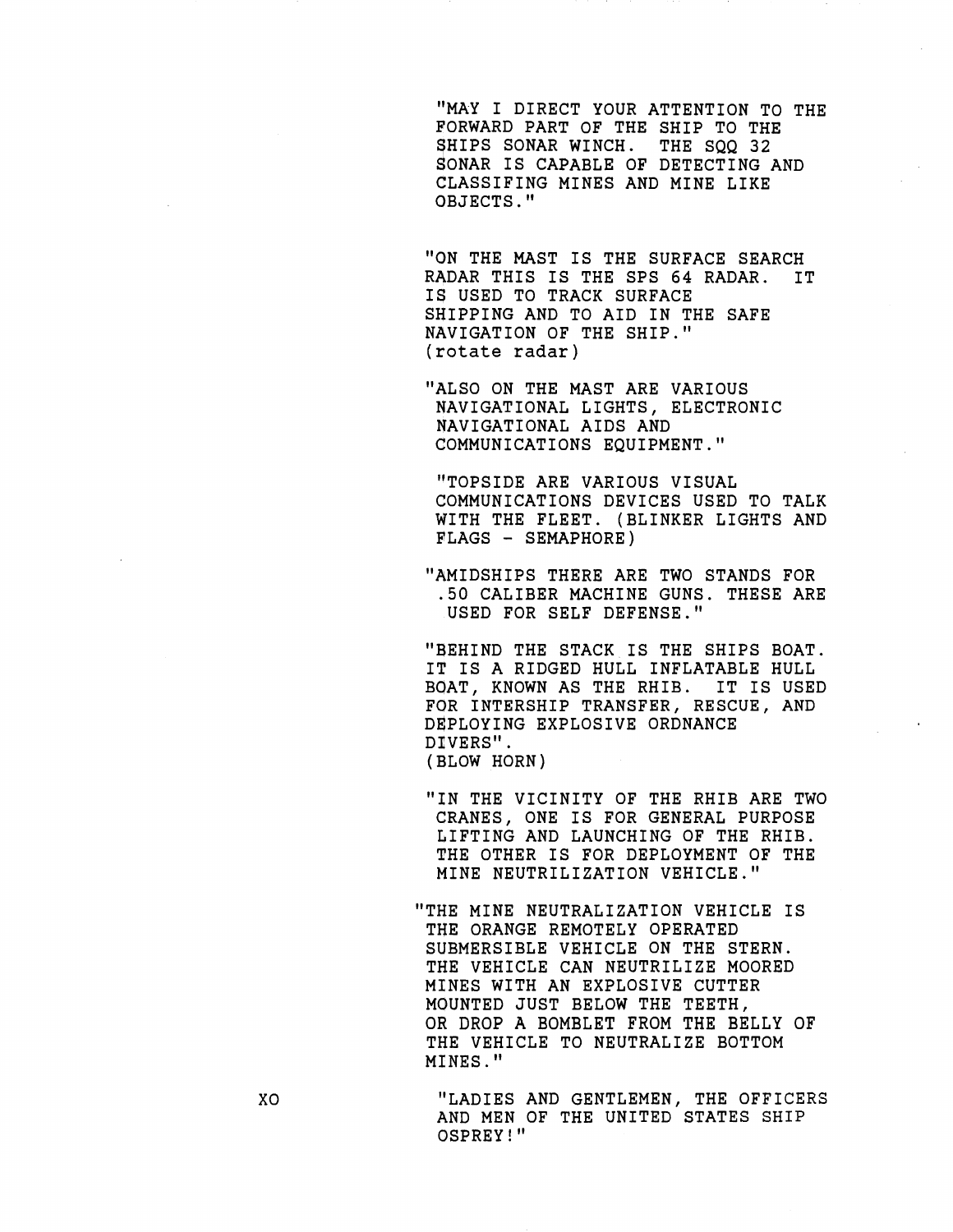"MAY I DIRECT YOUR ATTENTION TO THE FORWARD PART OF THE SHIP TO THE SHIPS SONAR WINCH. THE SQQ 32 SONAR IS CAPABLE OF DETECTING AND CLASSIFING MINES AND MINE LIKE OBJECTS."

"ON THE MAST IS THE SURFACE SEARCH RADAR THIS IS THE SPS 64 RADAR. IT IS USED TO TRACK SURFACE SHIPPING AND TO AID IN THE SAFE NAVIGATION OF THE SHIP."
(rotate radar)

"ALSO ON THE MAST ARE VARIOUS NAVIGATIONAL LIGHTS, ELECTRONIC NAVIGATIONAL AIDS AND COMMUNICATIONS EQUIPMENT."

"TOPSIDE ARE VARIOUS VISUAL COMMUNICATIONS DEVICES USED TO TALK WITH THE FLEET. (BLINKER LIGHTS AND FLAGS - SEMAPHORE)

"AMIDSHIPS THERE ARE TWO STANDS FOR .50 CALIBER MACHINE GUNS. THESE ARE USED FOR SELF DEFENSE."

"BEHIND THE STACK IS THE SHIPS BOAT. IT IS A RIDGED HULL INFLATABLE HULL BOAT, KNOWN AS THE RHIB. IT IS USED FOR INTERSHIP TRANSFER, RESCUE, AND DEPLOYING EXPLOSIVE ORDNANCE DIVERS".
(BLOW HORN)

"IN THE VICINITY OF THE RHIB ARE TWO CRANES, ONE IS FOR GENERAL PURPOSE LIFTING AND LAUNCHING OF THE RHIB. THE OTHER IS FOR DEPLOYMENT OF THE MINE NEUTRILIZATION VEHICLE."

"THE MINE NEUTRALIZATION VEHICLE IS THE ORANGE REMOTELY OPERATED SUBMERSIBLE VEHICLE ON THE STERN. THE VEHICLE CAN NEUTRILIZE MOORED MINES WITH AN EXPLOSIVE CUTTER MOUNTED JUST BELOW THE TEETH, OR DROP A BOMBLET FROM THE BELLY OF THE VEHICLE TO NEUTRALIZE BOTTOM MINES."

XO "LADIES AND GENTLEMEN, THE OFFICERS AND MEN OF THE UNITED STATES SHIP OSPREY!"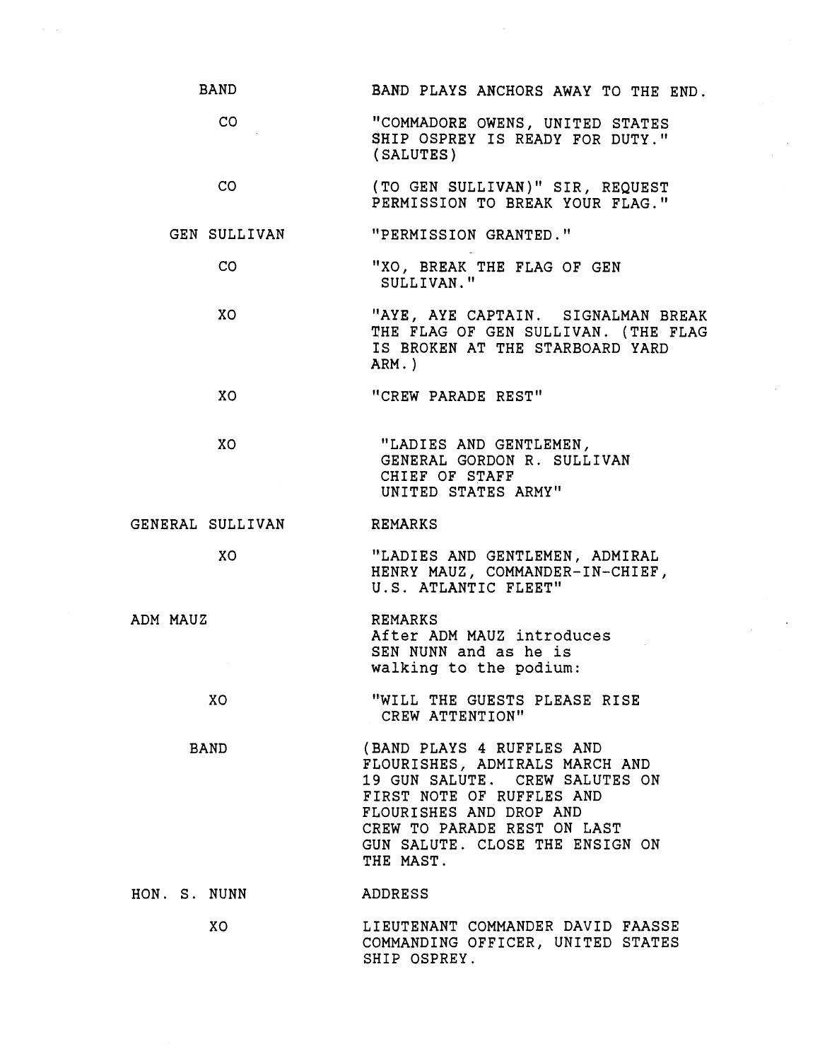| | |
|---|---|
| BAND | BAND PLAYS ANCHORS AWAY TO THE END. |
| CO | "COMMADORE OWENS, UNITED STATES SHIP OSPREY IS READY FOR DUTY." (SALUTES) |
| CO | (TO GEN SULLIVAN)" SIR, REQUEST PERMISSION TO BREAK YOUR FLAG." |
| GEN SULLIVAN | "PERMISSION GRANTED." |
| CO | "XO, BREAK THE FLAG OF GEN SULLIVAN." |
| XO | "AYE, AYE CAPTAIN. SIGNALMAN BREAK THE FLAG OF GEN SULLIVAN. (THE FLAG IS BROKEN AT THE STARBOARD YARD ARM.) |
| XO | "CREW PARADE REST" |
| XO | "LADIES AND GENTLEMEN, GENERAL GORDON R. SULLIVAN CHIEF OF STAFF UNITED STATES ARMY" |
| GENERAL SULLIVAN | REMARKS |
| XO | "LADIES AND GENTLEMEN, ADMIRAL HENRY MAUZ, COMMANDER-IN-CHIEF, U.S. ATLANTIC FLEET" |
| ADM MAUZ | REMARKS<br>After ADM MAUZ introduces SEN NUNN and as he is walking to the podium: |
| XO | "WILL THE GUESTS PLEASE RISE CREW ATTENTION" |
| BAND | (BAND PLAYS 4 RUFFLES AND FLOURISHES, ADMIRALS MARCH AND 19 GUN SALUTE. CREW SALUTES ON FIRST NOTE OF RUFFLES AND FLOURISHES AND DROP AND CREW TO PARADE REST ON LAST GUN SALUTE. CLOSE THE ENSIGN ON THE MAST. |
| HON. S. NUNN | ADDRESS |
| XO | LIEUTENANT COMMANDER DAVID FAASSE COMMANDING OFFICER, UNITED STATES SHIP OSPREY. |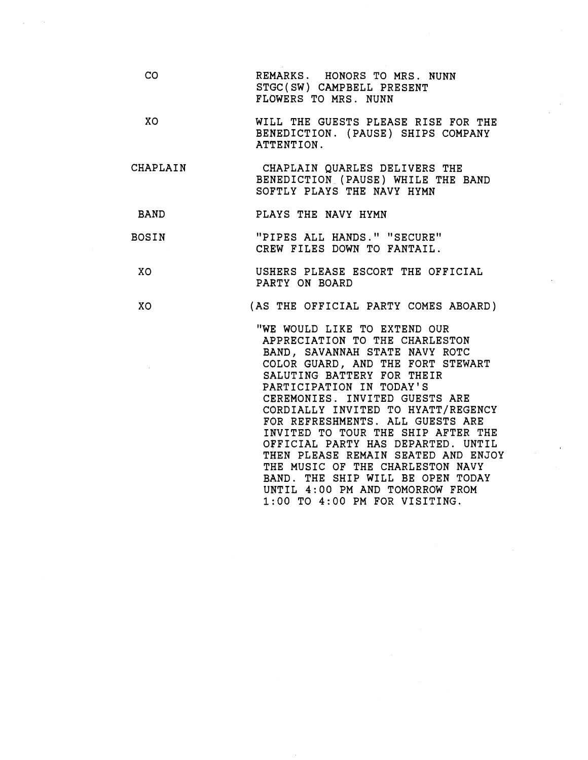| | |
|---|---|
| CO | REMARKS. HONORS TO MRS. NUNN STGC(SW) CAMPBELL PRESENT FLOWERS TO MRS. NUNN |
| XO | WILL THE GUESTS PLEASE RISE FOR THE BENEDICTION. (PAUSE) SHIPS COMPANY ATTENTION. |
| CHAPLAIN | CHAPLAIN QUARLES DELIVERS THE BENEDICTION (PAUSE) WHILE THE BAND SOFTLY PLAYS THE NAVY HYMN |
| BAND | PLAYS THE NAVY HYMN |
| BOSIN | "PIPES ALL HANDS." "SECURE" CREW FILES DOWN TO FANTAIL. |
| XO | USHERS PLEASE ESCORT THE OFFICIAL PARTY ON BOARD |
| XO | (AS THE OFFICIAL PARTY COMES ABOARD) |
| | "WE WOULD LIKE TO EXTEND OUR APPRECIATION TO THE CHARLESTON BAND, SAVANNAH STATE NAVY ROTC COLOR GUARD, AND THE FORT STEWART SALUTING BATTERY FOR THEIR PARTICIPATION IN TODAY'S CEREMONIES. INVITED GUESTS ARE CORDIALLY INVITED TO HYATT/REGENCY FOR REFRESHMENTS. ALL GUESTS ARE INVITED TO TOUR THE SHIP AFTER THE OFFICIAL PARTY HAS DEPARTED. UNTIL THEN PLEASE REMAIN SEATED AND ENJOY THE MUSIC OF THE CHARLESTON NAVY BAND. THE SHIP WILL BE OPEN TODAY UNTIL 4:00 PM AND TOMORROW FROM 1:00 TO 4:00 PM FOR VISITING. |